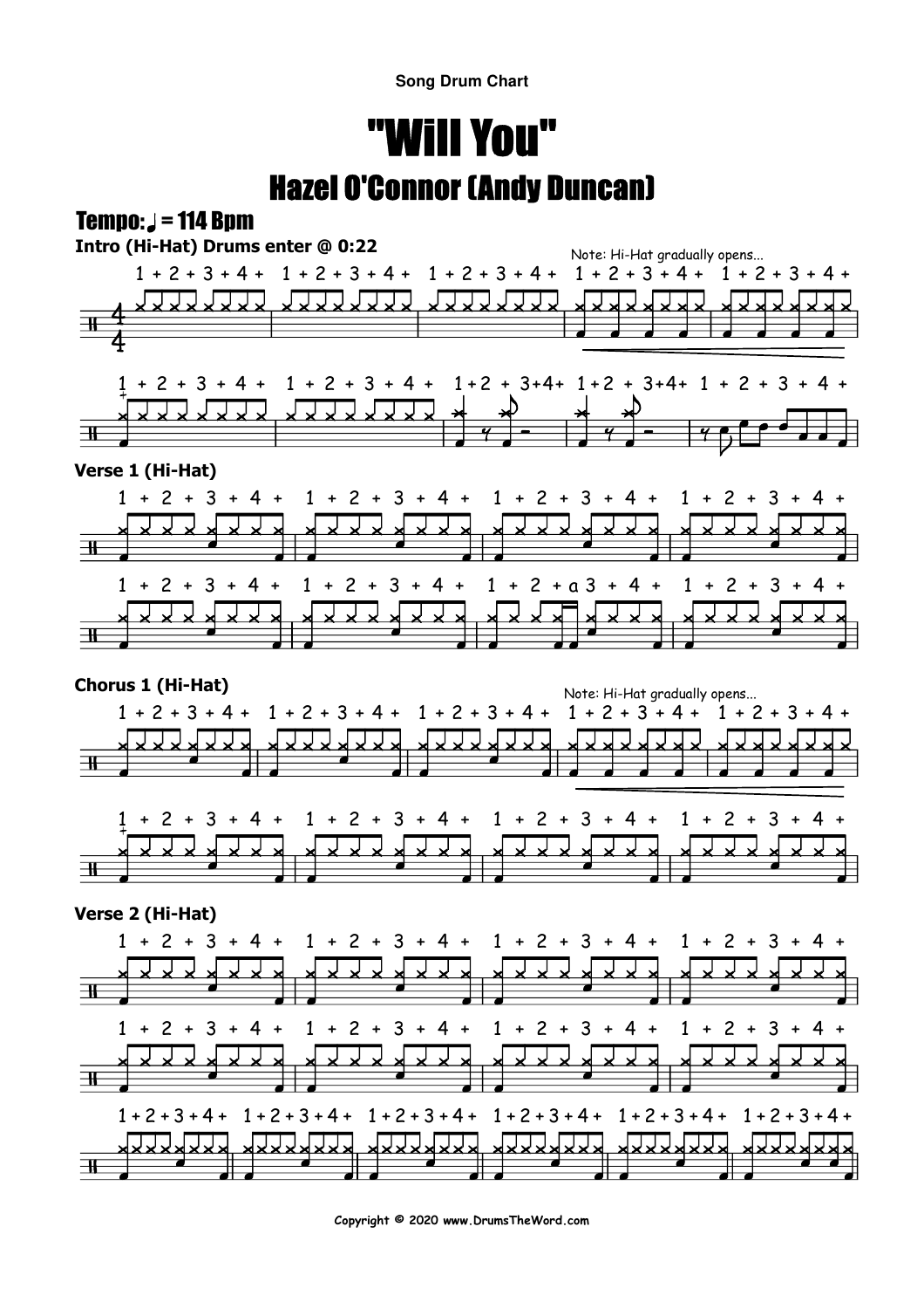Song Drum Chart

# "Will You"

## Hazel O'Connor (Andy Duncan)

**Tempo: ♩ = 114 Bpm**

**Intro (Hi-Hat) Drums enter @ 0:22**

Note: Hi-Hat gradually opens...

**Verse 1 (Hi-Hat)**

**Chorus 1 (Hi-Hat)**

Note: Hi-Hat gradually opens...

**Verse 2 (Hi-Hat)**

Copyright © 2020 www.DrumsTheWord.com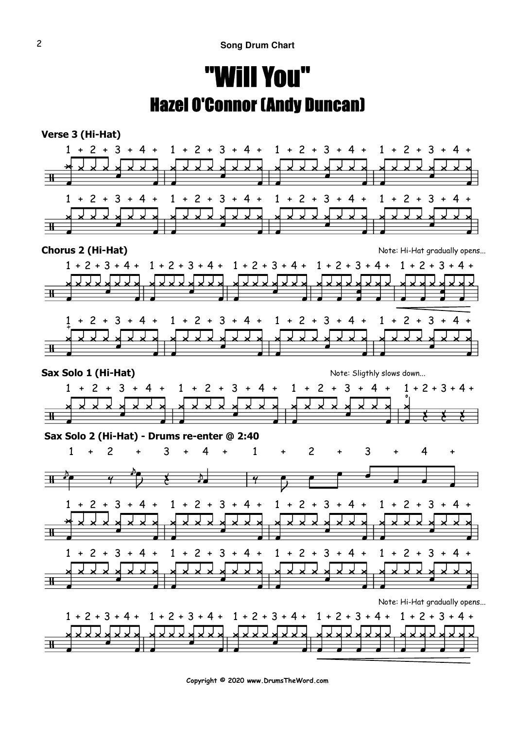# "Will You"

## Hazel O'Connor (Andy Duncan)

**Verse 3 (Hi-Hat)**

1 + 2 + 3 + 4 + 1 + 2 + 3 + 4 + 1 + 2 + 3 + 4 + 1 + 2 + 3 + 4 +

1 + 2 + 3 + 4 + 1 + 2 + 3 + 4 + 1 + 2 + 3 + 4 + 1 + 2 + 3 + 4 +

**Chorus 2 (Hi-Hat)**

Note: Hi-Hat gradually opens...

1 + 2 + 3 + 4 + 1 + 2 + 3 + 4 + 1 + 2 + 3 + 4 + 1 + 2 + 3 + 4 + 1 + 2 + 3 + 4 +

1 + 2 + 3 + 4 + 1 + 2 + 3 + 4 + 1 + 2 + 3 + 4 + 1 + 2 + 3 + 4 +

**Sax Solo 1 (Hi-Hat)**

Note: Sligthly slows down...

1 + 2 + 3 + 4 + 1 + 2 + 3 + 4 + 1 + 2 + 3 + 4 + 1 + 2 + 3 + 4 +

**Sax Solo 2 (Hi-Hat) - Drums re-enter @ 2:40**

1 + 2 + 3 + 4 + 1 + 2 + 3 + 4 +

1 + 2 + 3 + 4 + 1 + 2 + 3 + 4 + 1 + 2 + 3 + 4 + 1 + 2 + 3 + 4 +

1 + 2 + 3 + 4 + 1 + 2 + 3 + 4 + 1 + 2 + 3 + 4 + 1 + 2 + 3 + 4 +

Note: Hi-Hat gradually opens...

1 + 2 + 3 + 4 + 1 + 2 + 3 + 4 + 1 + 2 + 3 + 4 + 1 + 2 + 3 + 4 + 1 + 2 + 3 + 4 +

Copyright © 2020 www.DrumsTheWord.com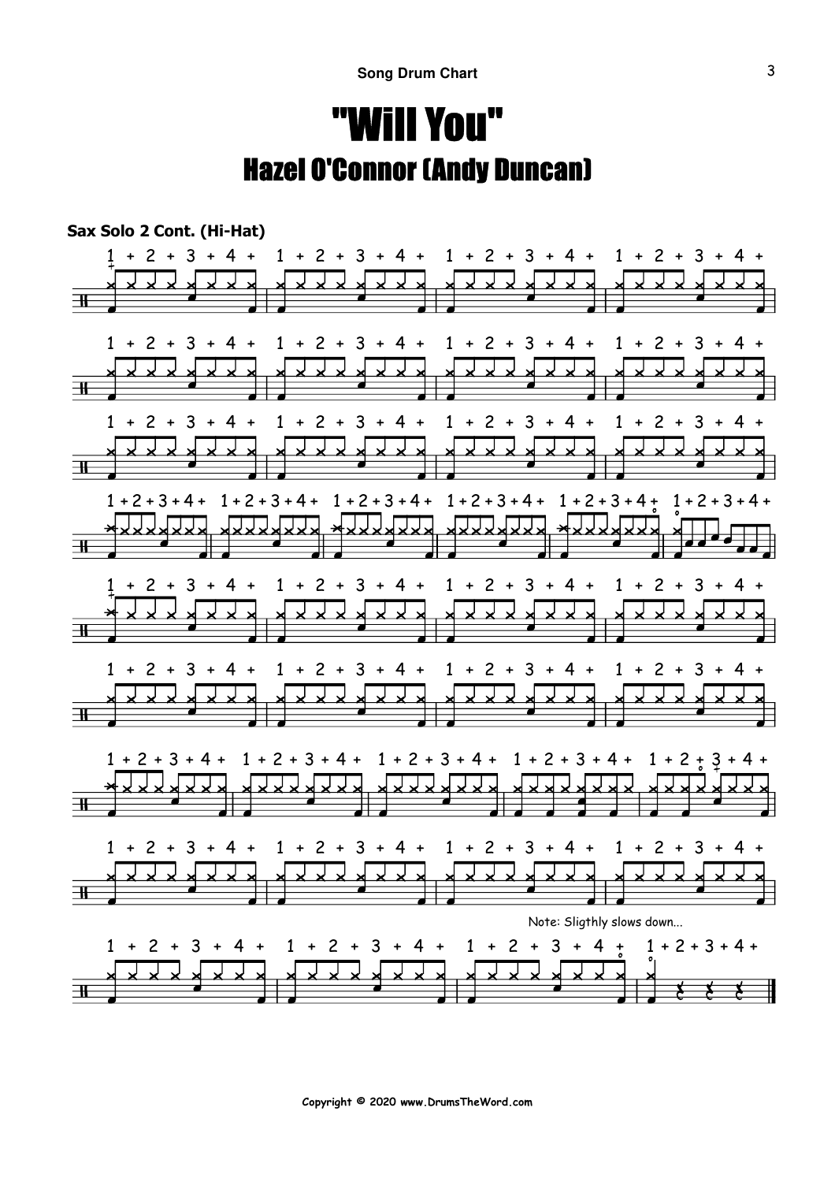# "Will You"

## Hazel O'Connor (Andy Duncan)

**Sax Solo 2 Cont. (Hi-Hat)**

Note: Sligthly slows down...